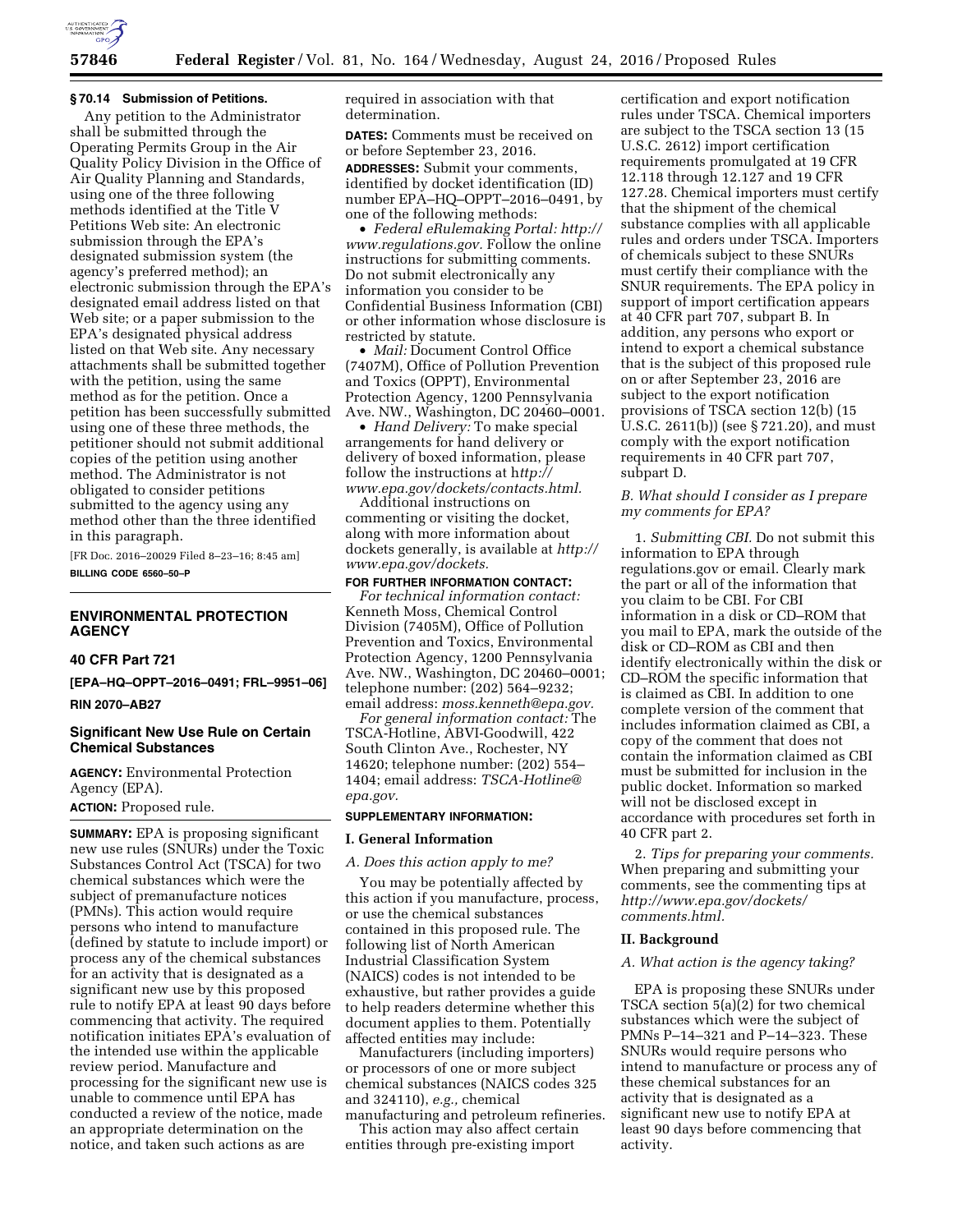### § 70.14 Submission of Petitions.

Any petition to the Administrator shall be submitted through the Operating Permits Group in the Air Quality Policy Division in the Office of Air Quality Planning and Standards, using one of the three following methods identified at the Title V Petitions Web site: An electronic submission through the EPA's designated submission system (the agency's preferred method); an electronic submission through the EPA's designated email address listed on that Web site; or a paper submission to the EPA's designated physical address listed on that Web site. Any necessary attachments shall be submitted together with the petition, using the same method as for the petition. Once a petition has been successfully submitted using one of these three methods, the petitioner should not submit additional copies of the petition using another method. The Administrator is not obligated to consider petitions submitted to the agency using any method other than the three identified in this paragraph.

[FR Doc. 2016–20029 Filed 8–23–16; 8:45 am]

**BILLING CODE 6560–50–P**

---

## ENVIRONMENTAL PROTECTION AGENCY

### 40 CFR Part 721

**[EPA–HQ–OPPT–2016–0491; FRL–9951–06]**

**RIN 2070–AB27**

## Significant New Use Rule on Certain Chemical Substances

**AGENCY:** Environmental Protection Agency (EPA).

**ACTION:** Proposed rule.

**SUMMARY:** EPA is proposing significant new use rules (SNURs) under the Toxic Substances Control Act (TSCA) for two chemical substances which were the subject of premanufacture notices (PMNs). This action would require persons who intend to manufacture (defined by statute to include import) or process any of the chemical substances for an activity that is designated as a significant new use by this proposed rule to notify EPA at least 90 days before commencing that activity. The required notification initiates EPA's evaluation of the intended use within the applicable review period. Manufacture and processing for the significant new use is unable to commence until EPA has conducted a review of the notice, made an appropriate determination on the notice, and taken such actions as are required in association with that determination.

**DATES:** Comments must be received on or before September 23, 2016.

**ADDRESSES:** Submit your comments, identified by docket identification (ID) number EPA–HQ–OPPT–2016–0491, by one of the following methods:

- *Federal eRulemaking Portal: http://www.regulations.gov.* Follow the online instructions for submitting comments. Do not submit electronically any information you consider to be Confidential Business Information (CBI) or other information whose disclosure is restricted by statute.
- *Mail:* Document Control Office (7407M), Office of Pollution Prevention and Toxics (OPPT), Environmental Protection Agency, 1200 Pennsylvania Ave. NW., Washington, DC 20460–0001.
- *Hand Delivery:* To make special arrangements for hand delivery or delivery of boxed information, please follow the instructions at *http://www.epa.gov/dockets/contacts.html.*

Additional instructions on commenting or visiting the docket, along with more information about dockets generally, is available at *http://www.epa.gov/dockets.*

**FOR FURTHER INFORMATION CONTACT:**

*For technical information contact:* Kenneth Moss, Chemical Control Division (7405M), Office of Pollution Prevention and Toxics, Environmental Protection Agency, 1200 Pennsylvania Ave. NW., Washington, DC 20460–0001; telephone number: (202) 564–9232; email address: *moss.kenneth@epa.gov.*

*For general information contact:* The TSCA-Hotline, ABVI-Goodwill, 422 South Clinton Ave., Rochester, NY 14620; telephone number: (202) 554–1404; email address: *TSCA-Hotline@epa.gov.*

**SUPPLEMENTARY INFORMATION:**

### I. General Information

*A. Does this action apply to me?*

You may be potentially affected by this action if you manufacture, process, or use the chemical substances contained in this proposed rule. The following list of North American Industrial Classification System (NAICS) codes is not intended to be exhaustive, but rather provides a guide to help readers determine whether this document applies to them. Potentially affected entities may include:

Manufacturers (including importers) or processors of one or more subject chemical substances (NAICS codes 325 and 324110), *e.g.,* chemical manufacturing and petroleum refineries.

This action may also affect certain entities through pre-existing import certification and export notification rules under TSCA. Chemical importers are subject to the TSCA section 13 (15 U.S.C. 2612) import certification requirements promulgated at 19 CFR 12.118 through 12.127 and 19 CFR 127.28. Chemical importers must certify that the shipment of the chemical substance complies with all applicable rules and orders under TSCA. Importers of chemicals subject to these SNURs must certify their compliance with the SNUR requirements. The EPA policy in support of import certification appears at 40 CFR part 707, subpart B. In addition, any persons who export or intend to export a chemical substance that is the subject of this proposed rule on or after September 23, 2016 are subject to the export notification provisions of TSCA section 12(b) (15 U.S.C. 2611(b)) (see § 721.20), and must comply with the export notification requirements in 40 CFR part 707, subpart D.

*B. What should I consider as I prepare my comments for EPA?*

1. *Submitting CBI.* Do not submit this information to EPA through regulations.gov or email. Clearly mark the part or all of the information that you claim to be CBI. For CBI information in a disk or CD–ROM that you mail to EPA, mark the outside of the disk or CD–ROM as CBI and then identify electronically within the disk or CD–ROM the specific information that is claimed as CBI. In addition to one complete version of the comment that includes information claimed as CBI, a copy of the comment that does not contain the information claimed as CBI must be submitted for inclusion in the public docket. Information so marked will not be disclosed except in accordance with procedures set forth in 40 CFR part 2.

2. *Tips for preparing your comments.* When preparing and submitting your comments, see the commenting tips at *http://www.epa.gov/dockets/comments.html.*

### II. Background

*A. What action is the agency taking?*

EPA is proposing these SNURs under TSCA section 5(a)(2) for two chemical substances which were the subject of PMNs P–14–321 and P–14–323. These SNURs would require persons who intend to manufacture or process any of these chemical substances for an activity that is designated as a significant new use to notify EPA at least 90 days before commencing that activity.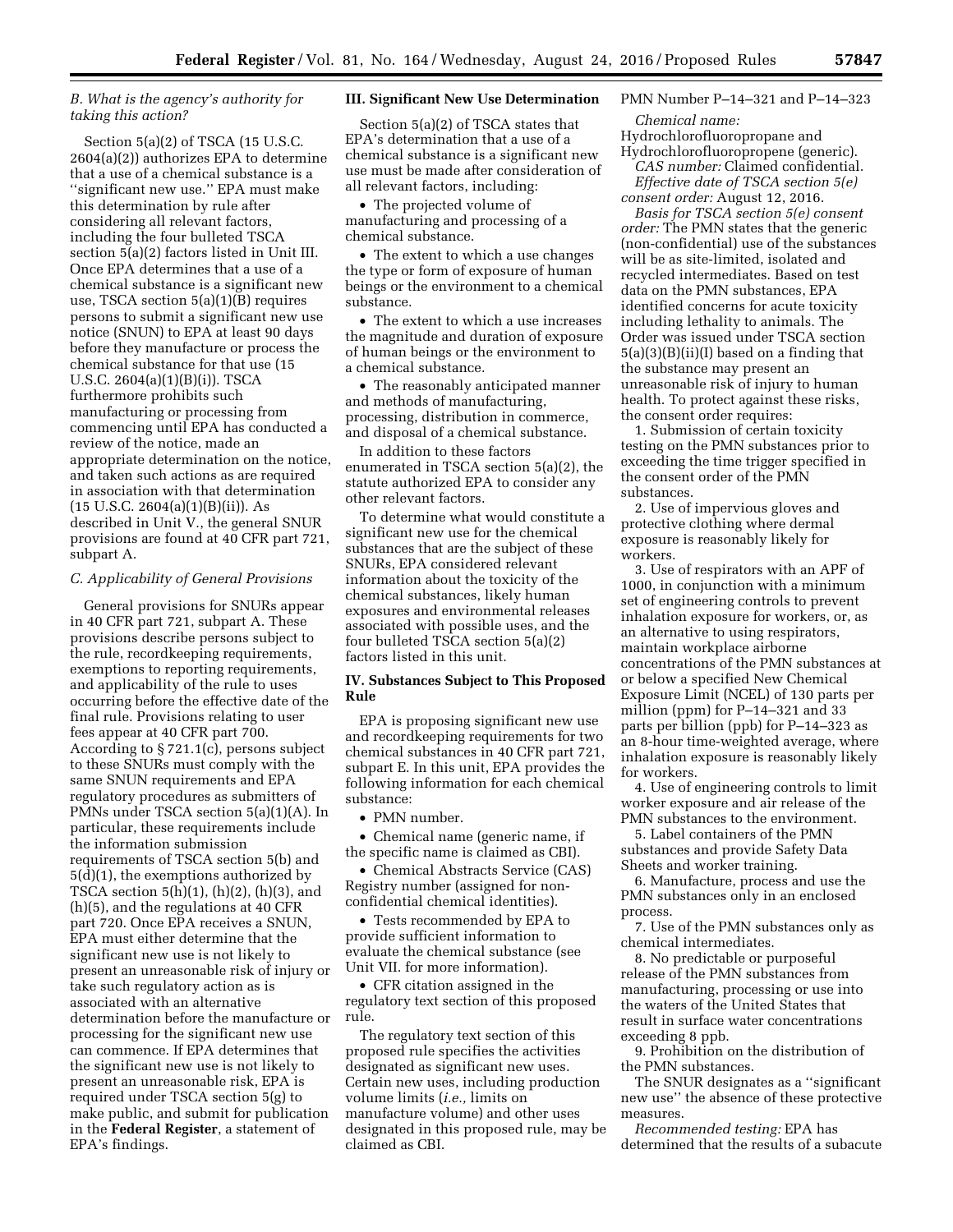### B. What is the agency's authority for taking this action?

Section 5(a)(2) of TSCA (15 U.S.C. 2604(a)(2)) authorizes EPA to determine that a use of a chemical substance is a ''significant new use.'' EPA must make this determination by rule after considering all relevant factors, including the four bulleted TSCA section 5(a)(2) factors listed in Unit III. Once EPA determines that a use of a chemical substance is a significant new use, TSCA section 5(a)(1)(B) requires persons to submit a significant new use notice (SNUN) to EPA at least 90 days before they manufacture or process the chemical substance for that use (15 U.S.C. 2604(a)(1)(B)(i)). TSCA furthermore prohibits such manufacturing or processing from commencing until EPA has conducted a review of the notice, made an appropriate determination on the notice, and taken such actions as are required in association with that determination (15 U.S.C. 2604(a)(1)(B)(ii)). As described in Unit V., the general SNUR provisions are found at 40 CFR part 721, subpart A.

### C. Applicability of General Provisions

General provisions for SNURs appear in 40 CFR part 721, subpart A. These provisions describe persons subject to the rule, recordkeeping requirements, exemptions to reporting requirements, and applicability of the rule to uses occurring before the effective date of the final rule. Provisions relating to user fees appear at 40 CFR part 700. According to § 721.1(c), persons subject to these SNURs must comply with the same SNUN requirements and EPA regulatory procedures as submitters of PMNs under TSCA section 5(a)(1)(A). In particular, these requirements include the information submission requirements of TSCA section 5(b) and 5(d)(1), the exemptions authorized by TSCA section 5(h)(1), (h)(2), (h)(3), and (h)(5), and the regulations at 40 CFR part 720. Once EPA receives a SNUN, EPA must either determine that the significant new use is not likely to present an unreasonable risk of injury or take such regulatory action as is associated with an alternative determination before the manufacture or processing for the significant new use can commence. If EPA determines that the significant new use is not likely to present an unreasonable risk, EPA is required under TSCA section 5(g) to make public, and submit for publication in the **Federal Register**, a statement of EPA's findings.

## III. Significant New Use Determination

Section 5(a)(2) of TSCA states that EPA's determination that a use of a chemical substance is a significant new use must be made after consideration of all relevant factors, including:

- The projected volume of manufacturing and processing of a chemical substance.
- The extent to which a use changes the type or form of exposure of human beings or the environment to a chemical substance.
- The extent to which a use increases the magnitude and duration of exposure of human beings or the environment to a chemical substance.
- The reasonably anticipated manner and methods of manufacturing, processing, distribution in commerce, and disposal of a chemical substance.

In addition to these factors enumerated in TSCA section 5(a)(2), the statute authorized EPA to consider any other relevant factors.

To determine what would constitute a significant new use for the chemical substances that are the subject of these SNURs, EPA considered relevant information about the toxicity of the chemical substances, likely human exposures and environmental releases associated with possible uses, and the four bulleted TSCA section 5(a)(2) factors listed in this unit.

## IV. Substances Subject to This Proposed Rule

EPA is proposing significant new use and recordkeeping requirements for two chemical substances in 40 CFR part 721, subpart E. In this unit, EPA provides the following information for each chemical substance:

- PMN number.
- Chemical name (generic name, if the specific name is claimed as CBI).
- Chemical Abstracts Service (CAS) Registry number (assigned for non-confidential chemical identities).
- Tests recommended by EPA to provide sufficient information to evaluate the chemical substance (see Unit VII. for more information).
- CFR citation assigned in the regulatory text section of this proposed rule.

The regulatory text section of this proposed rule specifies the activities designated as significant new uses. Certain new uses, including production volume limits (*i.e.,* limits on manufacture volume) and other uses designated in this proposed rule, may be claimed as CBI.

PMN Number P–14–321 and P–14–323

*Chemical name:* Hydrochlorofluoropropane and Hydrochlorofluoropropene (generic).

*CAS number:* Claimed confidential.

*Effective date of TSCA section 5(e) consent order:* August 12, 2016.

*Basis for TSCA section 5(e) consent order:* The PMN states that the generic (non-confidential) use of the substances will be as site-limited, isolated and recycled intermediates. Based on test data on the PMN substances, EPA identified concerns for acute toxicity including lethality to animals. The Order was issued under TSCA section 5(a)(3)(B)(ii)(I) based on a finding that the substance may present an unreasonable risk of injury to human health. To protect against these risks, the consent order requires:

1. Submission of certain toxicity testing on the PMN substances prior to exceeding the time trigger specified in the consent order of the PMN substances.
2. Use of impervious gloves and protective clothing where dermal exposure is reasonably likely for workers.
3. Use of respirators with an APF of 1000, in conjunction with a minimum set of engineering controls to prevent inhalation exposure for workers, or, as an alternative to using respirators, maintain workplace airborne concentrations of the PMN substances at or below a specified New Chemical Exposure Limit (NCEL) of 130 parts per million (ppm) for P–14–321 and 33 parts per billion (ppb) for P–14–323 as an 8-hour time-weighted average, where inhalation exposure is reasonably likely for workers.
4. Use of engineering controls to limit worker exposure and air release of the PMN substances to the environment.
5. Label containers of the PMN substances and provide Safety Data Sheets and worker training.
6. Manufacture, process and use the PMN substances only in an enclosed process.
7. Use of the PMN substances only as chemical intermediates.
8. No predictable or purposeful release of the PMN substances from manufacturing, processing or use into the waters of the United States that result in surface water concentrations exceeding 8 ppb.
9. Prohibition on the distribution of the PMN substances.

The SNUR designates as a ''significant new use'' the absence of these protective measures.

*Recommended testing:* EPA has determined that the results of a subacute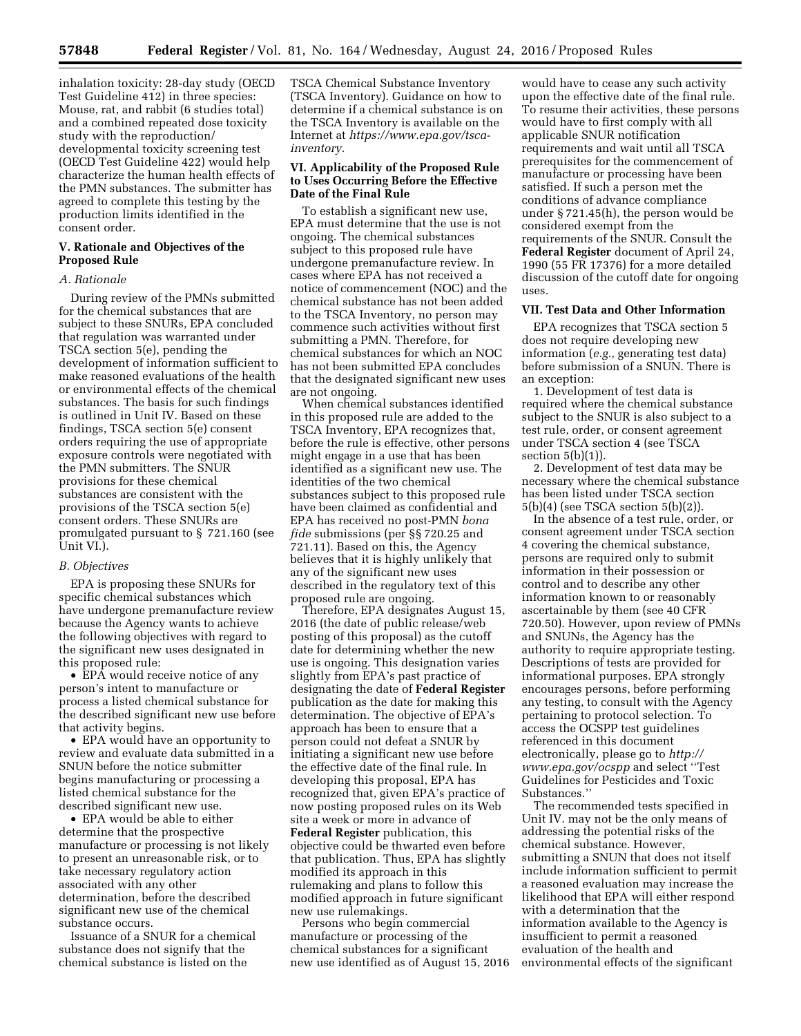inhalation toxicity: 28-day study (OECD Test Guideline 412) in three species: Mouse, rat, and rabbit (6 studies total) and a combined repeated dose toxicity study with the reproduction/developmental toxicity screening test (OECD Test Guideline 422) would help characterize the human health effects of the PMN substances. The submitter has agreed to complete this testing by the production limits identified in the consent order.

## V. Rationale and Objectives of the Proposed Rule

### A. Rationale

During review of the PMNs submitted for the chemical substances that are subject to these SNURs, EPA concluded that regulation was warranted under TSCA section 5(e), pending the development of information sufficient to make reasoned evaluations of the health or environmental effects of the chemical substances. The basis for such findings is outlined in Unit IV. Based on these findings, TSCA section 5(e) consent orders requiring the use of appropriate exposure controls were negotiated with the PMN submitters. The SNUR provisions for these chemical substances are consistent with the provisions of the TSCA section 5(e) consent orders. These SNURs are promulgated pursuant to § 721.160 (see Unit VI.).

### B. Objectives

EPA is proposing these SNURs for specific chemical substances which have undergone premanufacture review because the Agency wants to achieve the following objectives with regard to the significant new uses designated in this proposed rule:

- EPA would receive notice of any person's intent to manufacture or process a listed chemical substance for the described significant new use before that activity begins.
- EPA would have an opportunity to review and evaluate data submitted in a SNUN before the notice submitter begins manufacturing or processing a listed chemical substance for the described significant new use.
- EPA would be able to either determine that the prospective manufacture or processing is not likely to present an unreasonable risk, or to take necessary regulatory action associated with any other determination, before the described significant new use of the chemical substance occurs.

Issuance of a SNUR for a chemical substance does not signify that the chemical substance is listed on the TSCA Chemical Substance Inventory (TSCA Inventory). Guidance on how to determine if a chemical substance is on the TSCA Inventory is available on the Internet at *https://www.epa.gov/tsca-inventory*.

## VI. Applicability of the Proposed Rule to Uses Occurring Before the Effective Date of the Final Rule

To establish a significant new use, EPA must determine that the use is not ongoing. The chemical substances subject to this proposed rule have undergone premanufacture review. In cases where EPA has not received a notice of commencement (NOC) and the chemical substance has not been added to the TSCA Inventory, no person may commence such activities without first submitting a PMN. Therefore, for chemical substances for which an NOC has not been submitted EPA concludes that the designated significant new uses are not ongoing.

When chemical substances identified in this proposed rule are added to the TSCA Inventory, EPA recognizes that, before the rule is effective, other persons might engage in a use that has been identified as a significant new use. The identities of the two chemical substances subject to this proposed rule have been claimed as confidential and EPA has received no post-PMN *bona fide* submissions (per §§ 720.25 and 721.11). Based on this, the Agency believes that it is highly unlikely that any of the significant new uses described in the regulatory text of this proposed rule are ongoing.

Therefore, EPA designates August 15, 2016 (the date of public release/web posting of this proposal) as the cutoff date for determining whether the new use is ongoing. This designation varies slightly from EPA's past practice of designating the date of **Federal Register** publication as the date for making this determination. The objective of EPA's approach has been to ensure that a person could not defeat a SNUR by initiating a significant new use before the effective date of the final rule. In developing this proposal, EPA has recognized that, given EPA's practice of now posting proposed rules on its Web site a week or more in advance of **Federal Register** publication, this objective could be thwarted even before that publication. Thus, EPA has slightly modified its approach in this rulemaking and plans to follow this modified approach in future significant new use rulemakings.

Persons who begin commercial manufacture or processing of the chemical substances for a significant new use identified as of August 15, 2016 would have to cease any such activity upon the effective date of the final rule. To resume their activities, these persons would have to first comply with all applicable SNUR notification requirements and wait until all TSCA prerequisites for the commencement of manufacture or processing have been satisfied. If such a person met the conditions of advance compliance under § 721.45(h), the person would be considered exempt from the requirements of the SNUR. Consult the **Federal Register** document of April 24, 1990 (55 FR 17376) for a more detailed discussion of the cutoff date for ongoing uses.

## VII. Test Data and Other Information

EPA recognizes that TSCA section 5 does not require developing new information (*e.g.,* generating test data) before submission of a SNUN. There is an exception:

1. Development of test data is required where the chemical substance subject to the SNUR is also subject to a test rule, order, or consent agreement under TSCA section 4 (see TSCA section 5(b)(1)).

2. Development of test data may be necessary where the chemical substance has been listed under TSCA section 5(b)(4) (see TSCA section 5(b)(2)).

In the absence of a test rule, order, or consent agreement under TSCA section 4 covering the chemical substance, persons are required only to submit information in their possession or control and to describe any other information known to or reasonably ascertainable by them (see 40 CFR 720.50). However, upon review of PMNs and SNUNs, the Agency has the authority to require appropriate testing. Descriptions of tests are provided for informational purposes. EPA strongly encourages persons, before performing any testing, to consult with the Agency pertaining to protocol selection. To access the OCSPP test guidelines referenced in this document electronically, please go to *http://www.epa.gov/ocspp* and select "Test Guidelines for Pesticides and Toxic Substances."

The recommended tests specified in Unit IV. may not be the only means of addressing the potential risks of the chemical substance. However, submitting a SNUN that does not itself include information sufficient to permit a reasoned evaluation may increase the likelihood that EPA will either respond with a determination that the information available to the Agency is insufficient to permit a reasoned evaluation of the health and environmental effects of the significant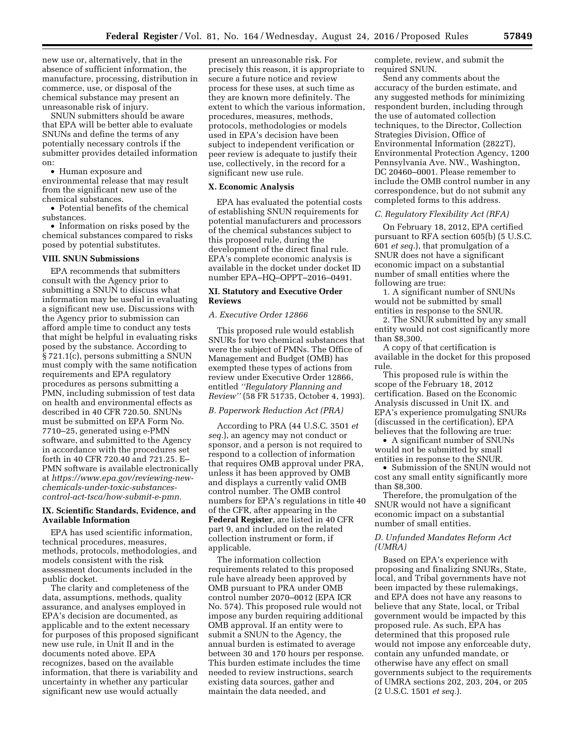new use or, alternatively, that in the absence of sufficient information, the manufacture, processing, distribution in commerce, use, or disposal of the chemical substance may present an unreasonable risk of injury.

SNUN submitters should be aware that EPA will be better able to evaluate SNUNs and define the terms of any potentially necessary controls if the submitter provides detailed information on:

- Human exposure and environmental release that may result from the significant new use of the chemical substances.
- Potential benefits of the chemical substances.
- Information on risks posed by the chemical substances compared to risks posed by potential substitutes.

## VIII. SNUN Submissions

EPA recommends that submitters consult with the Agency prior to submitting a SNUN to discuss what information may be useful in evaluating a significant new use. Discussions with the Agency prior to submission can afford ample time to conduct any tests that might be helpful in evaluating risks posed by the substance. According to § 721.1(c), persons submitting a SNUN must comply with the same notification requirements and EPA regulatory procedures as persons submitting a PMN, including submission of test data on health and environmental effects as described in 40 CFR 720.50. SNUNs must be submitted on EPA Form No. 7710–25, generated using e-PMN software, and submitted to the Agency in accordance with the procedures set forth in 40 CFR 720.40 and 721.25. E–PMN software is available electronically at *https://www.epa.gov/reviewing-new-chemicals-under-toxic-substances-control-act-tsca/how-submit-e-pmn.*

## IX. Scientific Standards, Evidence, and Available Information

EPA has used scientific information, technical procedures, measures, methods, protocols, methodologies, and models consistent with the risk assessment documents included in the public docket.

The clarity and completeness of the data, assumptions, methods, quality assurance, and analyses employed in EPA's decision are documented, as applicable and to the extent necessary for purposes of this proposed significant new use rule, in Unit II and in the documents noted above. EPA recognizes, based on the available information, that there is variability and uncertainty in whether any particular significant new use would actually present an unreasonable risk. For precisely this reason, it is appropriate to secure a future notice and review process for these uses, at such time as they are known more definitely. The extent to which the various information, procedures, measures, methods, protocols, methodologies or models used in EPA's decision have been subject to independent verification or peer review is adequate to justify their use, collectively, in the record for a significant new use rule.

## X. Economic Analysis

EPA has evaluated the potential costs of establishing SNUN requirements for potential manufacturers and processors of the chemical substances subject to this proposed rule, during the development of the direct final rule. EPA's complete economic analysis is available in the docket under docket ID number EPA–HQ–OPPT–2016–0491.

## XI. Statutory and Executive Order Reviews

### *A. Executive Order 12866*

This proposed rule would establish SNURs for two chemical substances that were the subject of PMNs. The Office of Management and Budget (OMB) has exempted these types of actions from review under Executive Order 12866, entitled *"Regulatory Planning and Review"* (58 FR 51735, October 4, 1993).

### *B. Paperwork Reduction Act (PRA)*

According to PRA (44 U.S.C. 3501 *et seq.*), an agency may not conduct or sponsor, and a person is not required to respond to a collection of information that requires OMB approval under PRA, unless it has been approved by OMB and displays a currently valid OMB control number. The OMB control numbers for EPA's regulations in title 40 of the CFR, after appearing in the **Federal Register**, are listed in 40 CFR part 9, and included on the related collection instrument or form, if applicable.

The information collection requirements related to this proposed rule have already been approved by OMB pursuant to PRA under OMB control number 2070–0012 (EPA ICR No. 574). This proposed rule would not impose any burden requiring additional OMB approval. If an entity were to submit a SNUN to the Agency, the annual burden is estimated to average between 30 and 170 hours per response. This burden estimate includes the time needed to review instructions, search existing data sources, gather and maintain the data needed, and complete, review, and submit the required SNUN.

Send any comments about the accuracy of the burden estimate, and any suggested methods for minimizing respondent burden, including through the use of automated collection techniques, to the Director, Collection Strategies Division, Office of Environmental Information (2822T), Environmental Protection Agency, 1200 Pennsylvania Ave. NW., Washington, DC 20460–0001. Please remember to include the OMB control number in any correspondence, but do not submit any completed forms to this address.

### *C. Regulatory Flexibility Act (RFA)*

On February 18, 2012, EPA certified pursuant to RFA section 605(b) (5 U.S.C. 601 *et seq.*), that promulgation of a SNUR does not have a significant economic impact on a substantial number of small entities where the following are true:

1. A significant number of SNUNs would not be submitted by small entities in response to the SNUR.
2. The SNUR submitted by any small entity would not cost significantly more than $8,300.

A copy of that certification is available in the docket for this proposed rule.

This proposed rule is within the scope of the February 18, 2012 certification. Based on the Economic Analysis discussed in Unit IX. and EPA's experience promulgating SNURs (discussed in the certification), EPA believes that the following are true:

- A significant number of SNUNs would not be submitted by small entities in response to the SNUR.
- Submission of the SNUN would not cost any small entity significantly more than $8,300.

Therefore, the promulgation of the SNUR would not have a significant economic impact on a substantial number of small entities.

### *D. Unfunded Mandates Reform Act (UMRA)*

Based on EPA's experience with proposing and finalizing SNURs, State, local, and Tribal governments have not been impacted by these rulemakings, and EPA does not have any reasons to believe that any State, local, or Tribal government would be impacted by this proposed rule. As such, EPA has determined that this proposed rule would not impose any enforceable duty, contain any unfunded mandate, or otherwise have any effect on small governments subject to the requirements of UMRA sections 202, 203, 204, or 205 (2 U.S.C. 1501 *et seq.*).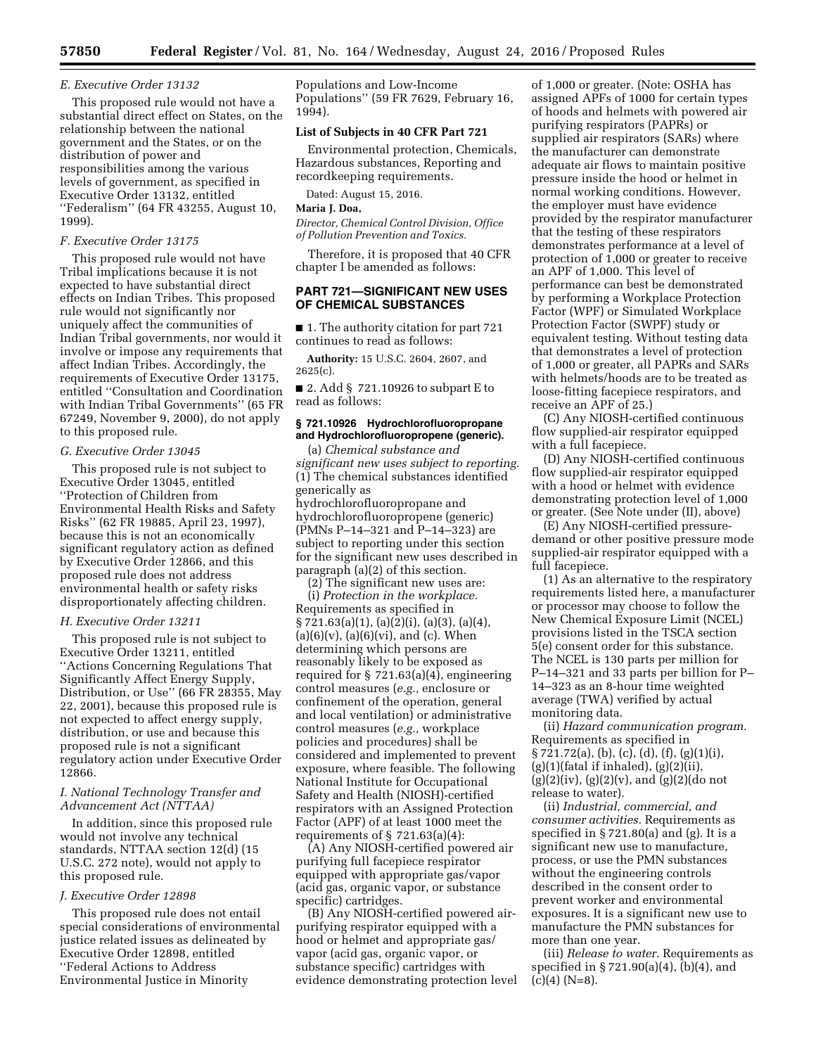### E. Executive Order 13132

This proposed rule would not have a substantial direct effect on States, on the relationship between the national government and the States, or on the distribution of power and responsibilities among the various levels of government, as specified in Executive Order 13132, entitled ''Federalism'' (64 FR 43255, August 10, 1999).

### F. Executive Order 13175

This proposed rule would not have Tribal implications because it is not expected to have substantial direct effects on Indian Tribes. This proposed rule would not significantly nor uniquely affect the communities of Indian Tribal governments, nor would it involve or impose any requirements that affect Indian Tribes. Accordingly, the requirements of Executive Order 13175, entitled ''Consultation and Coordination with Indian Tribal Governments'' (65 FR 67249, November 9, 2000), do not apply to this proposed rule.

### G. Executive Order 13045

This proposed rule is not subject to Executive Order 13045, entitled ''Protection of Children from Environmental Health Risks and Safety Risks'' (62 FR 19885, April 23, 1997), because this is not an economically significant regulatory action as defined by Executive Order 12866, and this proposed rule does not address environmental health or safety risks disproportionately affecting children.

### H. Executive Order 13211

This proposed rule is not subject to Executive Order 13211, ''Actions Concerning Regulations That Significantly Affect Energy Supply, Distribution, or Use'' (66 FR 28355, May 22, 2001), because this proposed rule is not expected to affect energy supply, distribution, or use and because this proposed rule is not a significant regulatory action under Executive Order 12866.

### I. National Technology Transfer and Advancement Act (NTTAA)

In addition, since this proposed rule would not involve any technical standards, NTTAA section 12(d) (15 U.S.C. 272 note), would not apply to this proposed rule.

### J. Executive Order 12898

This proposed rule does not entail special considerations of environmental justice related issues as delineated by Executive Order 12898, entitled ''Federal Actions to Address Environmental Justice in Minority Populations and Low-Income Populations'' (59 FR 7629, February 16, 1994).

## List of Subjects in 40 CFR Part 721

Environmental protection, Chemicals, Hazardous substances, Reporting and recordkeeping requirements.

Dated: August 15, 2016.

**Maria J. Doa,**

*Director, Chemical Control Division, Office of Pollution Prevention and Toxics.*

Therefore, it is proposed that 40 CFR chapter I be amended as follows:

## PART 721—SIGNIFICANT NEW USES OF CHEMICAL SUBSTANCES

■ 1. The authority citation for part 721 continues to read as follows:

**Authority:** 15 U.S.C. 2604, 2607, and 2625(c).

■ 2. Add § 721.10926 to subpart E to read as follows:

### § 721.10926 Hydrochlorofluoropropane and Hydrochlorofluoropropene (generic).

(a) *Chemical substance and significant new uses subject to reporting.* (1) The chemical substances identified generically as hydrochlorofluoropropane and hydrochlorofluoropropene (generic) (PMNs P–14–321 and P–14–323) are subject to reporting under this section for the significant new uses described in paragraph (a)(2) of this section.

(2) The significant new uses are:

(i) *Protection in the workplace.* Requirements as specified in § 721.63(a)(1), (a)(2)(i), (a)(3), (a)(4), (a)(6)(v), (a)(6)(vi), and (c). When determining which persons are reasonably likely to be exposed as required for § 721.63(a)(4), engineering control measures (*e.g.,* enclosure or confinement of the operation, general and local ventilation) or administrative control measures (*e.g.,* workplace policies and procedures) shall be considered and implemented to prevent exposure, where feasible. The following National Institute for Occupational Safety and Health (NIOSH)-certified respirators with an Assigned Protection Factor (APF) of at least 1000 meet the requirements of § 721.63(a)(4):

(A) Any NIOSH-certified powered air purifying full facepiece respirator equipped with appropriate gas/vapor (acid gas, organic vapor, or substance specific) cartridges.

(B) Any NIOSH-certified powered air-purifying respirator equipped with a hood or helmet and appropriate gas/vapor (acid gas, organic vapor, or substance specific) cartridges with evidence demonstrating protection level of 1,000 or greater. (Note: OSHA has assigned APFs of 1000 for certain types of hoods and helmets with powered air purifying respirators (PAPRs) or supplied air respirators (SARs) where the manufacturer can demonstrate adequate air flows to maintain positive pressure inside the hood or helmet in normal working conditions. However, the employer must have evidence provided by the respirator manufacturer that the testing of these respirators demonstrates performance at a level of protection of 1,000 or greater to receive an APF of 1,000. This level of performance can best be demonstrated by performing a Workplace Protection Factor (WPF) or Simulated Workplace Protection Factor (SWPF) study or equivalent testing. Without testing data that demonstrates a level of protection of 1,000 or greater, all PAPRs and SARs with helmets/hoods are to be treated as loose-fitting facepiece respirators, and receive an APF of 25.)

(C) Any NIOSH-certified continuous flow supplied-air respirator equipped with a full facepiece.

(D) Any NIOSH-certified continuous flow supplied-air respirator equipped with a hood or helmet with evidence demonstrating protection level of 1,000 or greater. (See Note under (II), above)

(E) Any NIOSH-certified pressure-demand or other positive pressure mode supplied-air respirator equipped with a full facepiece.

(1) As an alternative to the respiratory requirements listed here, a manufacturer or processor may choose to follow the New Chemical Exposure Limit (NCEL) provisions listed in the TSCA section 5(e) consent order for this substance. The NCEL is 130 parts per million for P–14–321 and 33 parts per billion for P–14–323 as an 8-hour time weighted average (TWA) verified by actual monitoring data.

(ii) *Hazard communication program.* Requirements as specified in § 721.72(a), (b), (c), (d), (f), (g)(1)(i), (g)(1)(fatal if inhaled), (g)(2)(ii), (g)(2)(iv), (g)(2)(v), and (g)(2)(do not release to water).

(ii) *Industrial, commercial, and consumer activities.* Requirements as specified in § 721.80(a) and (g). It is a significant new use to manufacture, process, or use the PMN substances without the engineering controls described in the consent order to prevent worker and environmental exposures. It is a significant new use to manufacture the PMN substances for more than one year.

(iii) *Release to water.* Requirements as specified in § 721.90(a)(4), (b)(4), and (c)(4) (N=8).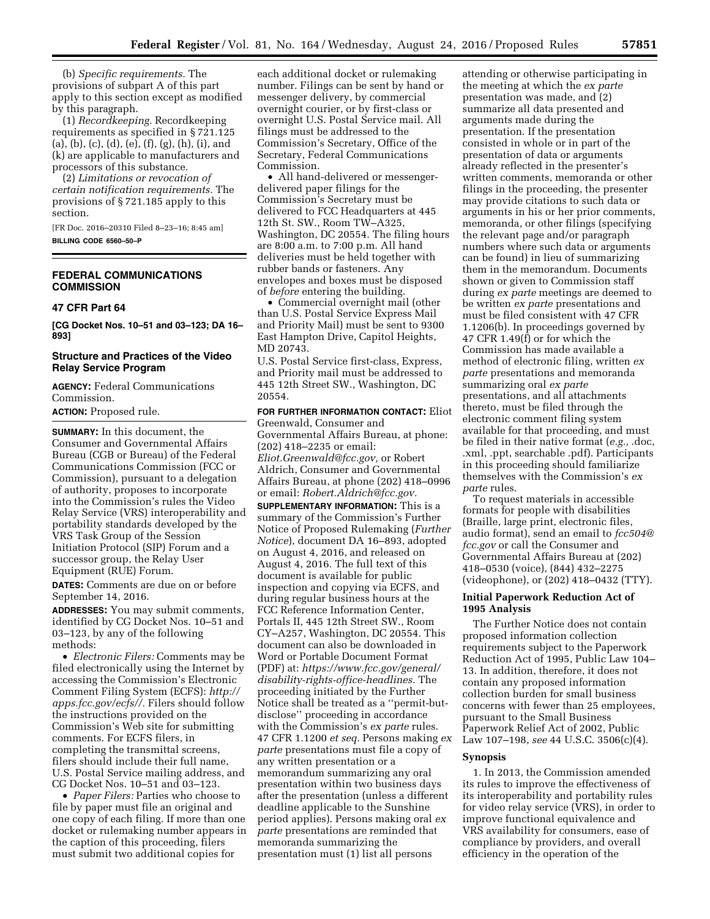(b) *Specific requirements.* The provisions of subpart A of this part apply to this section except as modified by this paragraph.

(1) *Recordkeeping.* Recordkeeping requirements as specified in § 721.125 (a), (b), (c), (d), (e), (f), (g), (h), (i), and (k) are applicable to manufacturers and processors of this substance.

(2) *Limitations or revocation of certain notification requirements.* The provisions of § 721.185 apply to this section.

[FR Doc. 2016–20310 Filed 8–23–16; 8:45 am]

**BILLING CODE 6560–50–P**

## FEDERAL COMMUNICATIONS COMMISSION

### 47 CFR Part 64

**[CG Docket Nos. 10–51 and 03–123; DA 16–893]**

### Structure and Practices of the Video Relay Service Program

**AGENCY:** Federal Communications Commission.

**ACTION:** Proposed rule.

**SUMMARY:** In this document, the Consumer and Governmental Affairs Bureau (CGB or Bureau) of the Federal Communications Commission (FCC or Commission), pursuant to a delegation of authority, proposes to incorporate into the Commission's rules the Video Relay Service (VRS) interoperability and portability standards developed by the VRS Task Group of the Session Initiation Protocol (SIP) Forum and a successor group, the Relay User Equipment (RUE) Forum.

**DATES:** Comments are due on or before September 14, 2016.

**ADDRESSES:** You may submit comments, identified by CG Docket Nos. 10–51 and 03–123, by any of the following methods:

- *Electronic Filers:* Comments may be filed electronically using the Internet by accessing the Commission's Electronic Comment Filing System (ECFS): *http://apps.fcc.gov/ecfs//.* Filers should follow the instructions provided on the Commission's Web site for submitting comments. For ECFS filers, in completing the transmittal screens, filers should include their full name, U.S. Postal Service mailing address, and CG Docket Nos. 10–51 and 03–123.
- *Paper Filers:* Parties who choose to file by paper must file an original and one copy of each filing. If more than one docket or rulemaking number appears in the caption of this proceeding, filers must submit two additional copies for each additional docket or rulemaking number. Filings can be sent by hand or messenger delivery, by commercial overnight courier, or by first-class or overnight U.S. Postal Service mail. All filings must be addressed to the Commission's Secretary, Office of the Secretary, Federal Communications Commission.
- All hand-delivered or messenger-delivered paper filings for the Commission's Secretary must be delivered to FCC Headquarters at 445 12th St. SW., Room TW–A325, Washington, DC 20554. The filing hours are 8:00 a.m. to 7:00 p.m. All hand deliveries must be held together with rubber bands or fasteners. Any envelopes and boxes must be disposed of *before* entering the building.
- Commercial overnight mail (other than U.S. Postal Service Express Mail and Priority Mail) must be sent to 9300 East Hampton Drive, Capitol Heights, MD 20743.

U.S. Postal Service first-class, Express, and Priority mail must be addressed to 445 12th Street SW., Washington, DC 20554.

**FOR FURTHER INFORMATION CONTACT:** Eliot Greenwald, Consumer and Governmental Affairs Bureau, at phone: (202) 418–2235 or email: *Eliot.Greenwald@fcc.gov,* or Robert Aldrich, Consumer and Governmental Affairs Bureau, at phone (202) 418–0996 or email: *Robert.Aldrich@fcc.gov.*

**SUPPLEMENTARY INFORMATION:** This is a summary of the Commission's Further Notice of Proposed Rulemaking (*Further Notice*), document DA 16–893, adopted on August 4, 2016, and released on August 4, 2016. The full text of this document is available for public inspection and copying via ECFS, and during regular business hours at the FCC Reference Information Center, Portals II, 445 12th Street SW., Room CY–A257, Washington, DC 20554. This document can also be downloaded in Word or Portable Document Format (PDF) at: *https://www.fcc.gov/general/disability-rights-office-headlines.* The proceeding initiated by the Further Notice shall be treated as a ''permit-but-disclose'' proceeding in accordance with the Commission's *ex parte* rules. 47 CFR 1.1200 *et seq.* Persons making *ex parte* presentations must file a copy of any written presentation or a memorandum summarizing any oral presentation within two business days after the presentation (unless a different deadline applicable to the Sunshine period applies). Persons making oral *ex parte* presentations are reminded that memoranda summarizing the presentation must (1) list all persons attending or otherwise participating in the meeting at which the *ex parte* presentation was made, and (2) summarize all data presented and arguments made during the presentation. If the presentation consisted in whole or in part of the presentation of data or arguments already reflected in the presenter's written comments, memoranda or other filings in the proceeding, the presenter may provide citations to such data or arguments in his or her prior comments, memoranda, or other filings (specifying the relevant page and/or paragraph numbers where such data or arguments can be found) in lieu of summarizing them in the memorandum. Documents shown or given to Commission staff during *ex parte* meetings are deemed to be written *ex parte* presentations and must be filed consistent with 47 CFR 1.1206(b). In proceedings governed by 47 CFR 1.49(f) or for which the Commission has made available a method of electronic filing, written *ex parte* presentations and memoranda summarizing oral *ex parte* presentations, and all attachments thereto, must be filed through the electronic comment filing system available for that proceeding, and must be filed in their native format (*e.g.,* .doc, .xml, .ppt, searchable .pdf). Participants in this proceeding should familiarize themselves with the Commission's *ex parte* rules.

To request materials in accessible formats for people with disabilities (Braille, large print, electronic files, audio format), send an email to *fcc504@fcc.gov* or call the Consumer and Governmental Affairs Bureau at (202) 418–0530 (voice), (844) 432–2275 (videophone), or (202) 418–0432 (TTY).

### Initial Paperwork Reduction Act of 1995 Analysis

The Further Notice does not contain proposed information collection requirements subject to the Paperwork Reduction Act of 1995, Public Law 104–13. In addition, therefore, it does not contain any proposed information collection burden for small business concerns with fewer than 25 employees, pursuant to the Small Business Paperwork Relief Act of 2002, Public Law 107–198, *see* 44 U.S.C. 3506(c)(4).

### Synopsis

1. In 2013, the Commission amended its rules to improve the effectiveness of its interoperability and portability rules for video relay service (VRS), in order to improve functional equivalence and VRS availability for consumers, ease of compliance by providers, and overall efficiency in the operation of the